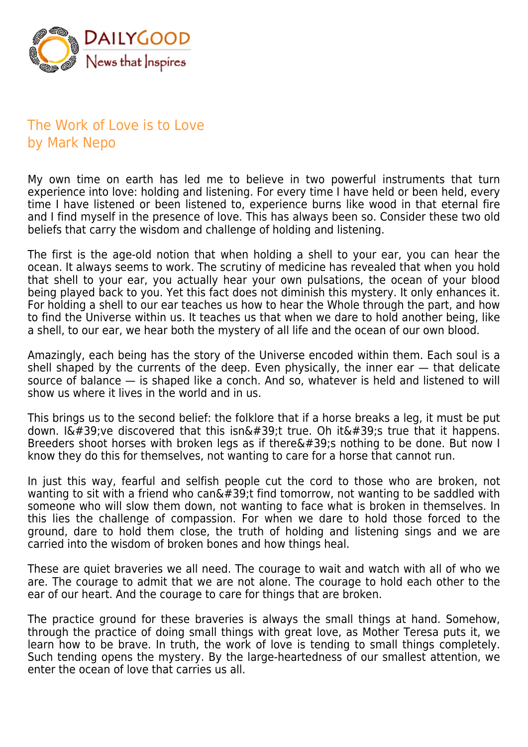# The Work of Love is to Love
## by Mark Nepo

My own time on earth has led me to believe in two powerful instruments that turn experience into love: holding and listening. For every time I have held or been held, every time I have listened or been listened to, experience burns like wood in that eternal fire and I find myself in the presence of love. This has always been so. Consider these two old beliefs that carry the wisdom and challenge of holding and listening.

The first is the age-old notion that when holding a shell to your ear, you can hear the ocean. It always seems to work. The scrutiny of medicine has revealed that when you hold that shell to your ear, you actually hear your own pulsations, the ocean of your blood being played back to you. Yet this fact does not diminish this mystery. It only enhances it. For holding a shell to our ear teaches us how to hear the Whole through the part, and how to find the Universe within us. It teaches us that when we dare to hold another being, like a shell, to our ear, we hear both the mystery of all life and the ocean of our own blood.

Amazingly, each being has the story of the Universe encoded within them. Each soul is a shell shaped by the currents of the deep. Even physically, the inner ear — that delicate source of balance — is shaped like a conch. And so, whatever is held and listened to will show us where it lives in the world and in us.

This brings us to the second belief: the folklore that if a horse breaks a leg, it must be put down. I&#39;ve discovered that this isn&#39;t true. Oh it&#39;s true that it happens. Breeders shoot horses with broken legs as if there&#39;s nothing to be done. But now I know they do this for themselves, not wanting to care for a horse that cannot run.

In just this way, fearful and selfish people cut the cord to those who are broken, not wanting to sit with a friend who can&#39;t find tomorrow, not wanting to be saddled with someone who will slow them down, not wanting to face what is broken in themselves. In this lies the challenge of compassion. For when we dare to hold those forced to the ground, dare to hold them close, the truth of holding and listening sings and we are carried into the wisdom of broken bones and how things heal.

These are quiet braveries we all need. The courage to wait and watch with all of who we are. The courage to admit that we are not alone. The courage to hold each other to the ear of our heart. And the courage to care for things that are broken.

The practice ground for these braveries is always the small things at hand. Somehow, through the practice of doing small things with great love, as Mother Teresa puts it, we learn how to be brave. In truth, the work of love is tending to small things completely. Such tending opens the mystery. By the large-heartedness of our smallest attention, we enter the ocean of love that carries us all.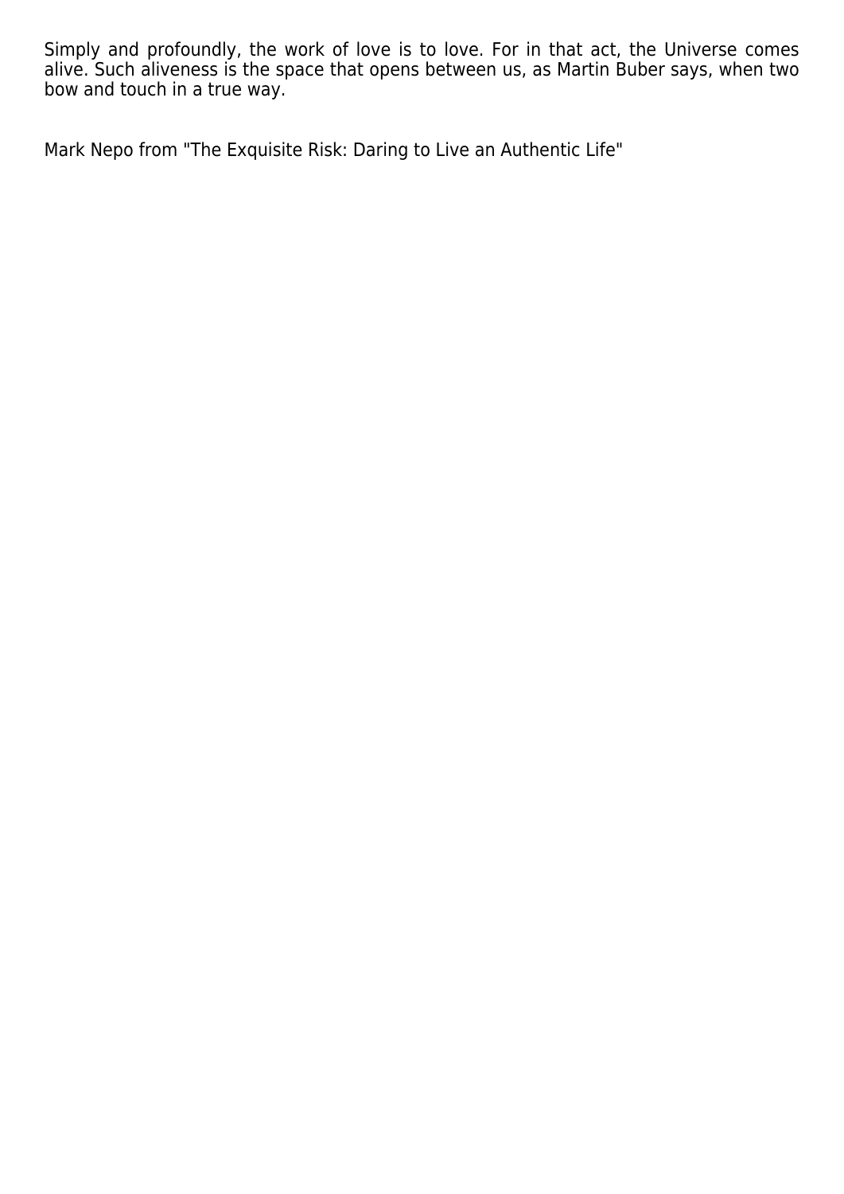Simply and profoundly, the work of love is to love. For in that act, the Universe comes alive. Such aliveness is the space that opens between us, as Martin Buber says, when two bow and touch in a true way.

Mark Nepo from "The Exquisite Risk: Daring to Live an Authentic Life"